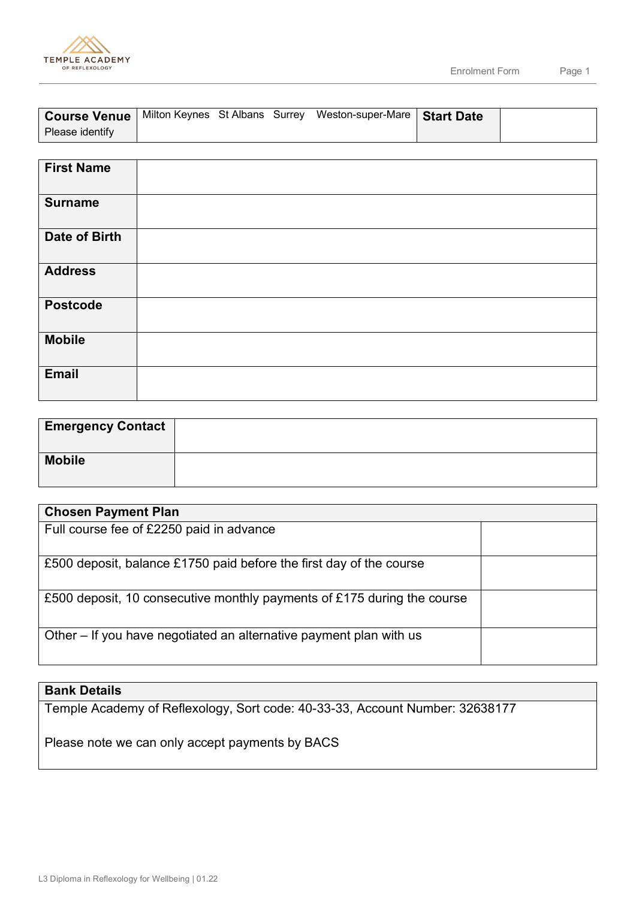| **Course Venue** Please identify | Milton Keynes St Albans Surrey Weston-super-Mare | **Start Date** | |
|---|---|---|---|

| **First Name** | |
|---|---|
| **Surname** | |
| **Date of Birth** | |
| **Address** | |
| **Postcode** | |
| **Mobile** | |
| **Email** | |

| **Emergency Contact** | |
|---|---|
| **Mobile** | |

| **Chosen Payment Plan** | |
|---|---|
| Full course fee of £2250 paid in advance | |
| £500 deposit, balance £1750 paid before the first day of the course | |
| £500 deposit, 10 consecutive monthly payments of £175 during the course | |
| Other – If you have negotiated an alternative payment plan with us | |

| **Bank Details** |
|---|
| Temple Academy of Reflexology, Sort code: 40-33-33, Account Number: 32638177<br><br>Please note we can only accept payments by BACS |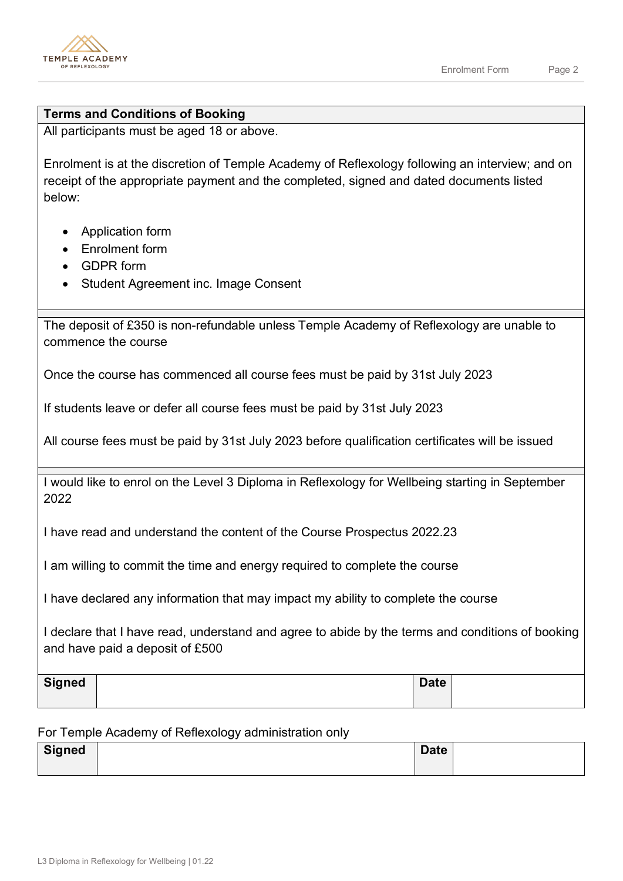## Terms and Conditions of Booking

All participants must be aged 18 or above.

Enrolment is at the discretion of Temple Academy of Reflexology following an interview; and on receipt of the appropriate payment and the completed, signed and dated documents listed below:

- Application form
- Enrolment form
- GDPR form
- Student Agreement inc. Image Consent

The deposit of £350 is non-refundable unless Temple Academy of Reflexology are unable to commence the course

Once the course has commenced all course fees must be paid by 31st July 2023

If students leave or defer all course fees must be paid by 31st July 2023

All course fees must be paid by 31st July 2023 before qualification certificates will be issued

I would like to enrol on the Level 3 Diploma in Reflexology for Wellbeing starting in September 2022

I have read and understand the content of the Course Prospectus 2022.23

I am willing to commit the time and energy required to complete the course

I have declared any information that may impact my ability to complete the course

I declare that I have read, understand and agree to abide by the terms and conditions of booking and have paid a deposit of £500

| | | | |
|---|---|---|---|
| **Signed** | | **Date** | |

For Temple Academy of Reflexology administration only

| | | | |
|---|---|---|---|
| **Signed** | | **Date** | |